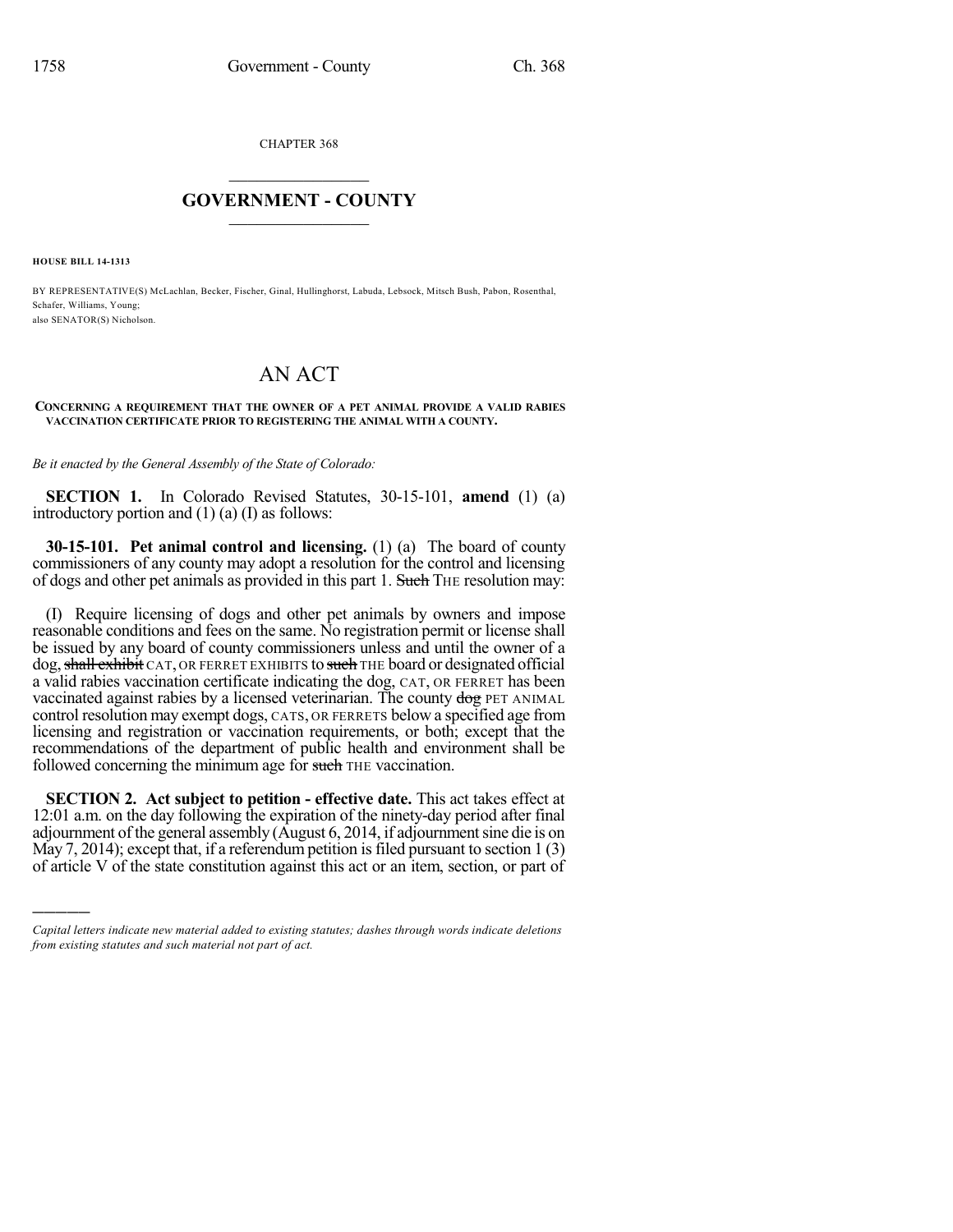CHAPTER 368

# GOVERNMENT - COUNTY

**HOUSE BILL 14-1313**

BY REPRESENTATIVE(S) McLachlan, Becker, Fischer, Ginal, Hullinghorst, Labuda, Lebsock, Mitsch Bush, Pabon, Rosenthal, Schafer, Williams, Young;
also SENATOR(S) Nicholson.

# AN ACT

**CONCERNING A REQUIREMENT THAT THE OWNER OF A PET ANIMAL PROVIDE A VALID RABIES VACCINATION CERTIFICATE PRIOR TO REGISTERING THE ANIMAL WITH A COUNTY.**

*Be it enacted by the General Assembly of the State of Colorado:*

**SECTION 1.** In Colorado Revised Statutes, 30-15-101, **amend** (1) (a) introductory portion and (1) (a) (I) as follows:

**30-15-101. Pet animal control and licensing.** (1) (a) The board of county commissioners of any county may adopt a resolution for the control and licensing of dogs and other pet animals as provided in this part 1. ~~Such~~ THE resolution may:

(I) Require licensing of dogs and other pet animals by owners and impose reasonable conditions and fees on the same. No registration permit or license shall be issued by any board of county commissioners unless and until the owner of a dog, ~~shall exhibit~~ CAT, OR FERRET EXHIBITS to ~~such~~ THE board or designated official a valid rabies vaccination certificate indicating the dog, CAT, OR FERRET has been vaccinated against rabies by a licensed veterinarian. The county ~~dog~~ PET ANIMAL control resolution may exempt dogs, CATS, OR FERRETS below a specified age from licensing and registration or vaccination requirements, or both; except that the recommendations of the department of public health and environment shall be followed concerning the minimum age for ~~such~~ THE vaccination.

**SECTION 2. Act subject to petition - effective date.** This act takes effect at 12:01 a.m. on the day following the expiration of the ninety-day period after final adjournment of the general assembly (August 6, 2014, if adjournment sine die is on May 7, 2014); except that, if a referendum petition is filed pursuant to section 1 (3) of article V of the state constitution against this act or an item, section, or part of

*Capital letters indicate new material added to existing statutes; dashes through words indicate deletions from existing statutes and such material not part of act.*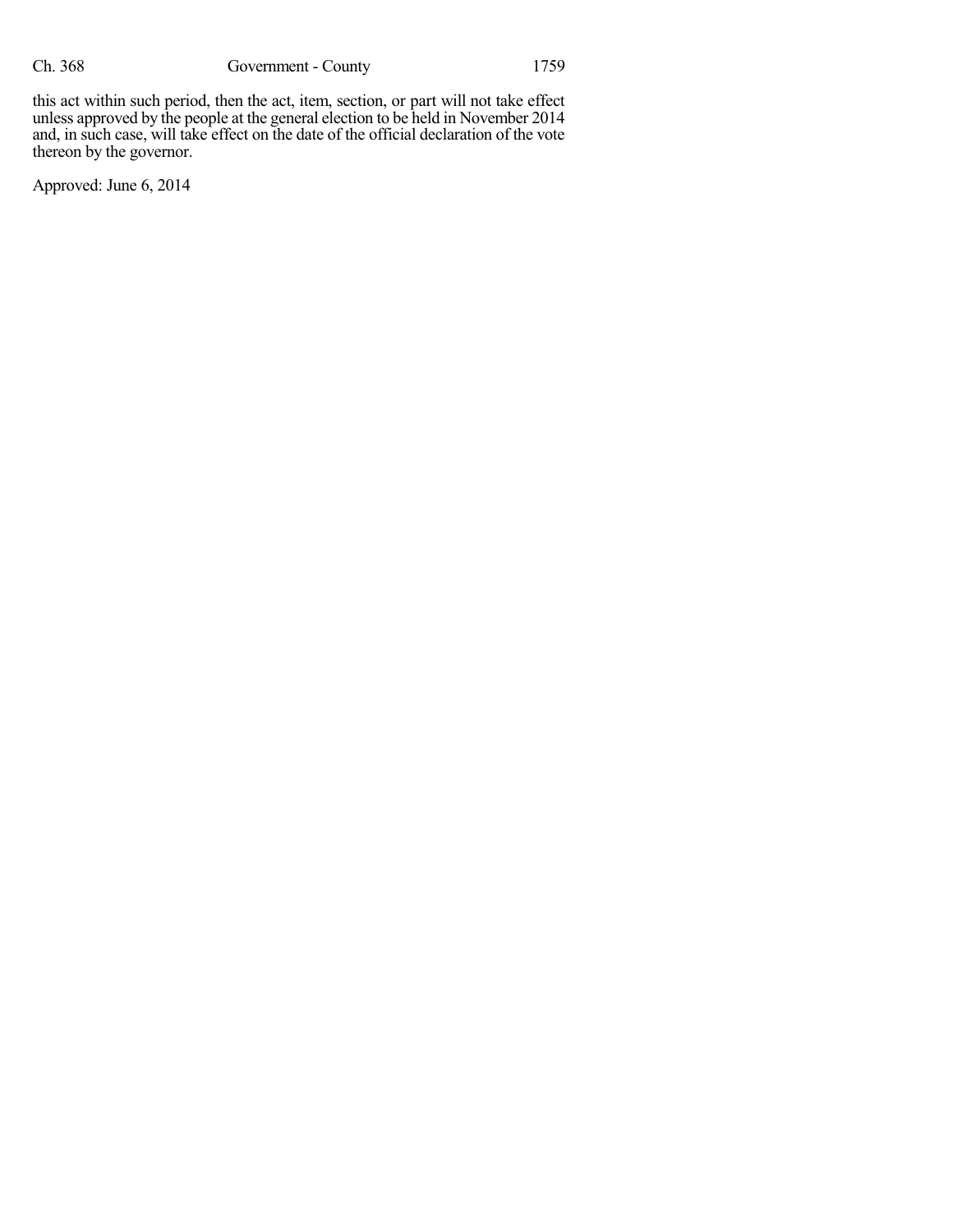this act within such period, then the act, item, section, or part will not take effect unless approved by the people at the general election to be held in November 2014 and, in such case, will take effect on the date of the official declaration of the vote thereon by the governor.

Approved: June 6, 2014